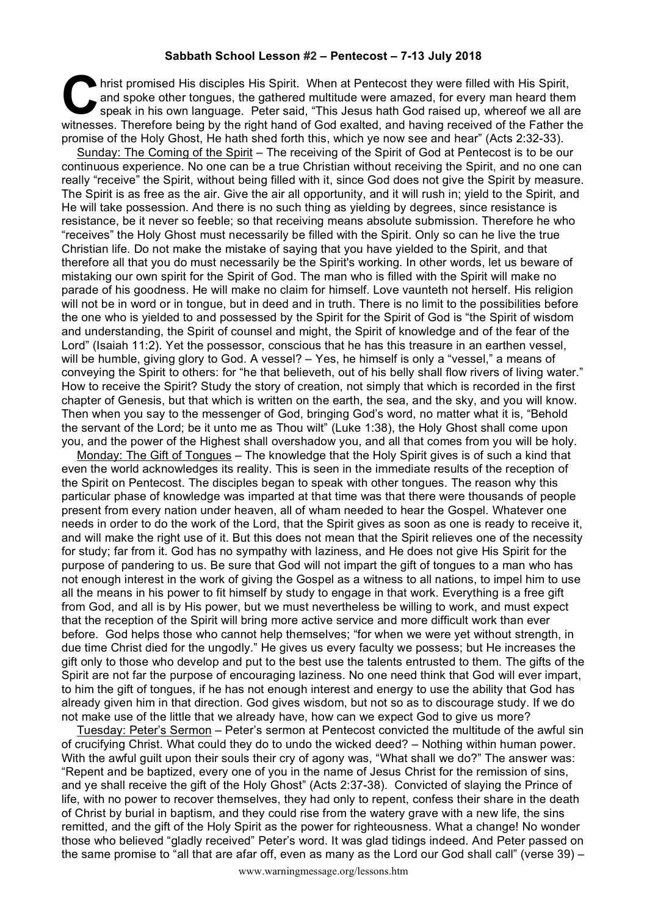**Sabbath School Lesson #2 – Pentecost – 7-13 July 2018**

Christ promised His disciples His Spirit. When at Pentecost they were filled with His Spirit, and spoke other tongues, the gathered multitude were amazed, for every man heard them speak in his own language. Peter said, "This Jesus hath God raised up, whereof we all are witnesses. Therefore being by the right hand of God exalted, and having received of the Father the promise of the Holy Ghost, He hath shed forth this, which ye now see and hear" (Acts 2:32-33).

Sunday: The Coming of the Spirit – The receiving of the Spirit of God at Pentecost is to be our continuous experience. No one can be a true Christian without receiving the Spirit, and no one can really "receive" the Spirit, without being filled with it, since God does not give the Spirit by measure. The Spirit is as free as the air. Give the air all opportunity, and it will rush in; yield to the Spirit, and He will take possession. And there is no such thing as yielding by degrees, since resistance is resistance, be it never so feeble; so that receiving means absolute submission. Therefore he who "receives" the Holy Ghost must necessarily be filled with the Spirit. Only so can he live the true Christian life. Do not make the mistake of saying that you have yielded to the Spirit, and that therefore all that you do must necessarily be the Spirit's working. In other words, let us beware of mistaking our own spirit for the Spirit of God. The man who is filled with the Spirit will make no parade of his goodness. He will make no claim for himself. Love vaunteth not herself. His religion will not be in word or in tongue, but in deed and in truth. There is no limit to the possibilities before the one who is yielded to and possessed by the Spirit for the Spirit of God is "the Spirit of wisdom and understanding, the Spirit of counsel and might, the Spirit of knowledge and of the fear of the Lord" (Isaiah 11:2). Yet the possessor, conscious that he has this treasure in an earthen vessel, will be humble, giving glory to God. A vessel? – Yes, he himself is only a "vessel," a means of conveying the Spirit to others: for "he that believeth, out of his belly shall flow rivers of living water." How to receive the Spirit? Study the story of creation, not simply that which is recorded in the first chapter of Genesis, but that which is written on the earth, the sea, and the sky, and you will know. Then when you say to the messenger of God, bringing God's word, no matter what it is, "Behold the servant of the Lord; be it unto me as Thou wilt" (Luke 1:38), the Holy Ghost shall come upon you, and the power of the Highest shall overshadow you, and all that comes from you will be holy.

Monday: The Gift of Tongues – The knowledge that the Holy Spirit gives is of such a kind that even the world acknowledges its reality. This is seen in the immediate results of the reception of the Spirit on Pentecost. The disciples began to speak with other tongues. The reason why this particular phase of knowledge was imparted at that time was that there were thousands of people present from every nation under heaven, all of wham needed to hear the Gospel. Whatever one needs in order to do the work of the Lord, that the Spirit gives as soon as one is ready to receive it, and will make the right use of it. But this does not mean that the Spirit relieves one of the necessity for study; far from it. God has no sympathy with laziness, and He does not give His Spirit for the purpose of pandering to us. Be sure that God will not impart the gift of tongues to a man who has not enough interest in the work of giving the Gospel as a witness to all nations, to impel him to use all the means in his power to fit himself by study to engage in that work. Everything is a free gift from God, and all is by His power, but we must nevertheless be willing to work, and must expect that the reception of the Spirit will bring more active service and more difficult work than ever before. God helps those who cannot help themselves; "for when we were yet without strength, in due time Christ died for the ungodly." He gives us every faculty we possess; but He increases the gift only to those who develop and put to the best use the talents entrusted to them. The gifts of the Spirit are not far the purpose of encouraging laziness. No one need think that God will ever impart, to him the gift of tongues, if he has not enough interest and energy to use the ability that God has already given him in that direction. God gives wisdom, but not so as to discourage study. If we do not make use of the little that we already have, how can we expect God to give us more?

Tuesday: Peter's Sermon – Peter's sermon at Pentecost convicted the multitude of the awful sin of crucifying Christ. What could they do to undo the wicked deed? – Nothing within human power. With the awful guilt upon their souls their cry of agony was, "What shall we do?" The answer was: "Repent and be baptized, every one of you in the name of Jesus Christ for the remission of sins, and ye shall receive the gift of the Holy Ghost" (Acts 2:37-38). Convicted of slaying the Prince of life, with no power to recover themselves, they had only to repent, confess their share in the death of Christ by burial in baptism, and they could rise from the watery grave with a new life, the sins remitted, and the gift of the Holy Spirit as the power for righteousness. What a change! No wonder those who believed "gladly received" Peter's word. It was glad tidings indeed. And Peter passed on the same promise to "all that are afar off, even as many as the Lord our God shall call" (verse 39) –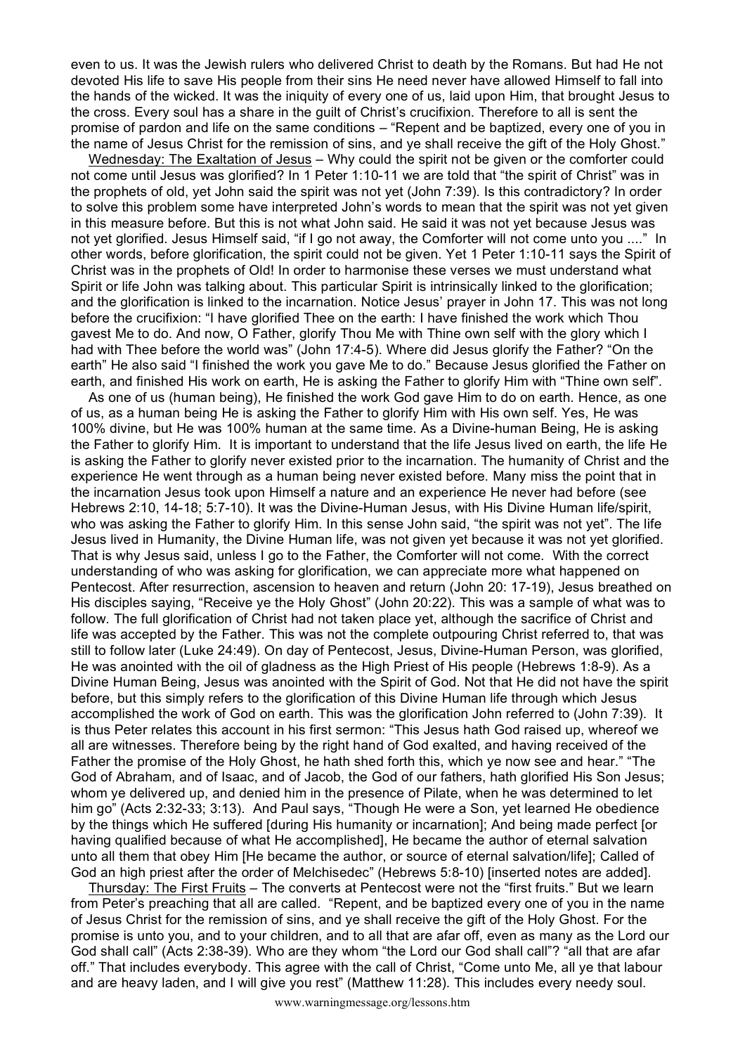even to us. It was the Jewish rulers who delivered Christ to death by the Romans. But had He not devoted His life to save His people from their sins He need never have allowed Himself to fall into the hands of the wicked. It was the iniquity of every one of us, laid upon Him, that brought Jesus to the cross. Every soul has a share in the guilt of Christ's crucifixion. Therefore to all is sent the promise of pardon and life on the same conditions – "Repent and be baptized, every one of you in the name of Jesus Christ for the remission of sins, and ye shall receive the gift of the Holy Ghost."

Wednesday: The Exaltation of Jesus – Why could the spirit not be given or the comforter could not come until Jesus was glorified? In 1 Peter 1:10-11 we are told that "the spirit of Christ" was in the prophets of old, yet John said the spirit was not yet (John 7:39). Is this contradictory? In order to solve this problem some have interpreted John's words to mean that the spirit was not yet given in this measure before. But this is not what John said. He said it was not yet because Jesus was not yet glorified. Jesus Himself said, "if I go not away, the Comforter will not come unto you ...." In other words, before glorification, the spirit could not be given. Yet 1 Peter 1:10-11 says the Spirit of Christ was in the prophets of Old! In order to harmonise these verses we must understand what Spirit or life John was talking about. This particular Spirit is intrinsically linked to the glorification; and the glorification is linked to the incarnation. Notice Jesus' prayer in John 17. This was not long before the crucifixion: "I have glorified Thee on the earth: I have finished the work which Thou gavest Me to do. And now, O Father, glorify Thou Me with Thine own self with the glory which I had with Thee before the world was" (John 17:4-5). Where did Jesus glorify the Father? "On the earth" He also said "I finished the work you gave Me to do." Because Jesus glorified the Father on earth, and finished His work on earth, He is asking the Father to glorify Him with "Thine own self".

As one of us (human being), He finished the work God gave Him to do on earth. Hence, as one of us, as a human being He is asking the Father to glorify Him with His own self. Yes, He was 100% divine, but He was 100% human at the same time. As a Divine-human Being, He is asking the Father to glorify Him. It is important to understand that the life Jesus lived on earth, the life He is asking the Father to glorify never existed prior to the incarnation. The humanity of Christ and the experience He went through as a human being never existed before. Many miss the point that in the incarnation Jesus took upon Himself a nature and an experience He never had before (see Hebrews 2:10, 14-18; 5:7-10). It was the Divine-Human Jesus, with His Divine Human life/spirit, who was asking the Father to glorify Him. In this sense John said, "the spirit was not yet". The life Jesus lived in Humanity, the Divine Human life, was not given yet because it was not yet glorified. That is why Jesus said, unless I go to the Father, the Comforter will not come. With the correct understanding of who was asking for glorification, we can appreciate more what happened on Pentecost. After resurrection, ascension to heaven and return (John 20: 17-19), Jesus breathed on His disciples saying, "Receive ye the Holy Ghost" (John 20:22). This was a sample of what was to follow. The full glorification of Christ had not taken place yet, although the sacrifice of Christ and life was accepted by the Father. This was not the complete outpouring Christ referred to, that was still to follow later (Luke 24:49). On day of Pentecost, Jesus, Divine-Human Person, was glorified, He was anointed with the oil of gladness as the High Priest of His people (Hebrews 1:8-9). As a Divine Human Being, Jesus was anointed with the Spirit of God. Not that He did not have the spirit before, but this simply refers to the glorification of this Divine Human life through which Jesus accomplished the work of God on earth. This was the glorification John referred to (John 7:39). It is thus Peter relates this account in his first sermon: "This Jesus hath God raised up, whereof we all are witnesses. Therefore being by the right hand of God exalted, and having received of the Father the promise of the Holy Ghost, he hath shed forth this, which ye now see and hear." "The God of Abraham, and of Isaac, and of Jacob, the God of our fathers, hath glorified His Son Jesus; whom ye delivered up, and denied him in the presence of Pilate, when he was determined to let him go" (Acts 2:32-33; 3:13). And Paul says, "Though He were a Son, yet learned He obedience by the things which He suffered [during His humanity or incarnation]; And being made perfect [or having qualified because of what He accomplished], He became the author of eternal salvation unto all them that obey Him [He became the author, or source of eternal salvation/life]; Called of God an high priest after the order of Melchisedec" (Hebrews 5:8-10) [inserted notes are added].

Thursday: The First Fruits – The converts at Pentecost were not the "first fruits." But we learn from Peter's preaching that all are called. "Repent, and be baptized every one of you in the name of Jesus Christ for the remission of sins, and ye shall receive the gift of the Holy Ghost. For the promise is unto you, and to your children, and to all that are afar off, even as many as the Lord our God shall call" (Acts 2:38-39). Who are they whom "the Lord our God shall call"? "all that are afar off." That includes everybody. This agree with the call of Christ, "Come unto Me, all ye that labour and are heavy laden, and I will give you rest" (Matthew 11:28). This includes every needy soul.

www.warningmessage.org/lessons.htm